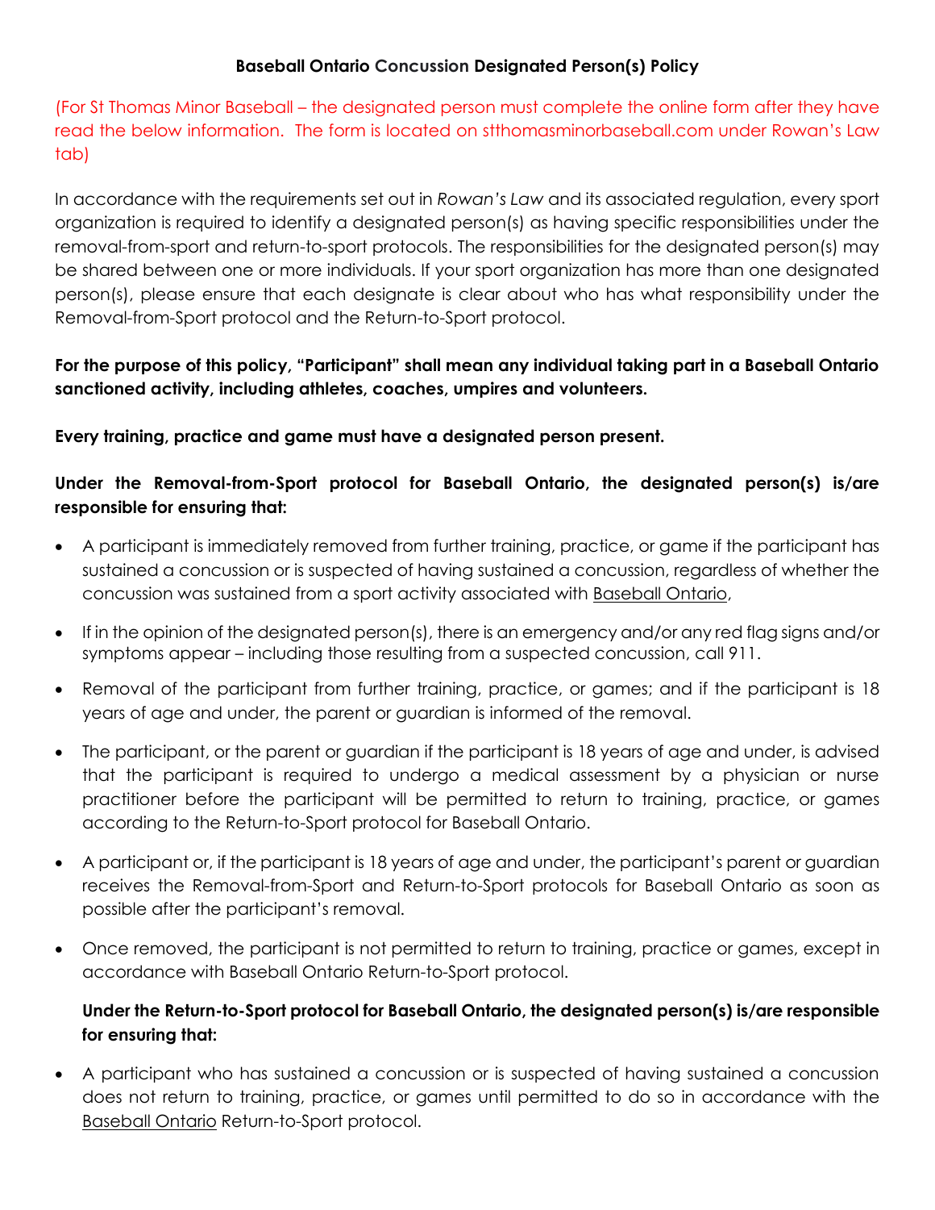# Baseball Ontario Concussion Designated Person(s) Policy

(For St Thomas Minor Baseball – the designated person must complete the online form after they have read the below information. The form is located on stthomasminorbaseball.com under Rowan's Law tab)

In accordance with the requirements set out in *Rowan's Law* and its associated regulation, every sport organization is required to identify a designated person(s) as having specific responsibilities under the removal-from-sport and return-to-sport protocols. The responsibilities for the designated person(s) may be shared between one or more individuals. If your sport organization has more than one designated person(s), please ensure that each designate is clear about who has what responsibility under the Removal-from-Sport protocol and the Return-to-Sport protocol.

**For the purpose of this policy, "Participant" shall mean any individual taking part in a Baseball Ontario sanctioned activity, including athletes, coaches, umpires and volunteers.**

**Every training, practice and game must have a designated person present.**

**Under the Removal-from-Sport protocol for Baseball Ontario, the designated person(s) is/are responsible for ensuring that:**

- A participant is immediately removed from further training, practice, or game if the participant has sustained a concussion or is suspected of having sustained a concussion, regardless of whether the concussion was sustained from a sport activity associated with Baseball Ontario,
- If in the opinion of the designated person(s), there is an emergency and/or any red flag signs and/or symptoms appear – including those resulting from a suspected concussion, call 911.
- Removal of the participant from further training, practice, or games; and if the participant is 18 years of age and under, the parent or guardian is informed of the removal.
- The participant, or the parent or guardian if the participant is 18 years of age and under, is advised that the participant is required to undergo a medical assessment by a physician or nurse practitioner before the participant will be permitted to return to training, practice, or games according to the Return-to-Sport protocol for Baseball Ontario.
- A participant or, if the participant is 18 years of age and under, the participant's parent or guardian receives the Removal-from-Sport and Return-to-Sport protocols for Baseball Ontario as soon as possible after the participant's removal.
- Once removed, the participant is not permitted to return to training, practice or games, except in accordance with Baseball Ontario Return-to-Sport protocol.

**Under the Return-to-Sport protocol for Baseball Ontario, the designated person(s) is/are responsible for ensuring that:**

- A participant who has sustained a concussion or is suspected of having sustained a concussion does not return to training, practice, or games until permitted to do so in accordance with the Baseball Ontario Return-to-Sport protocol.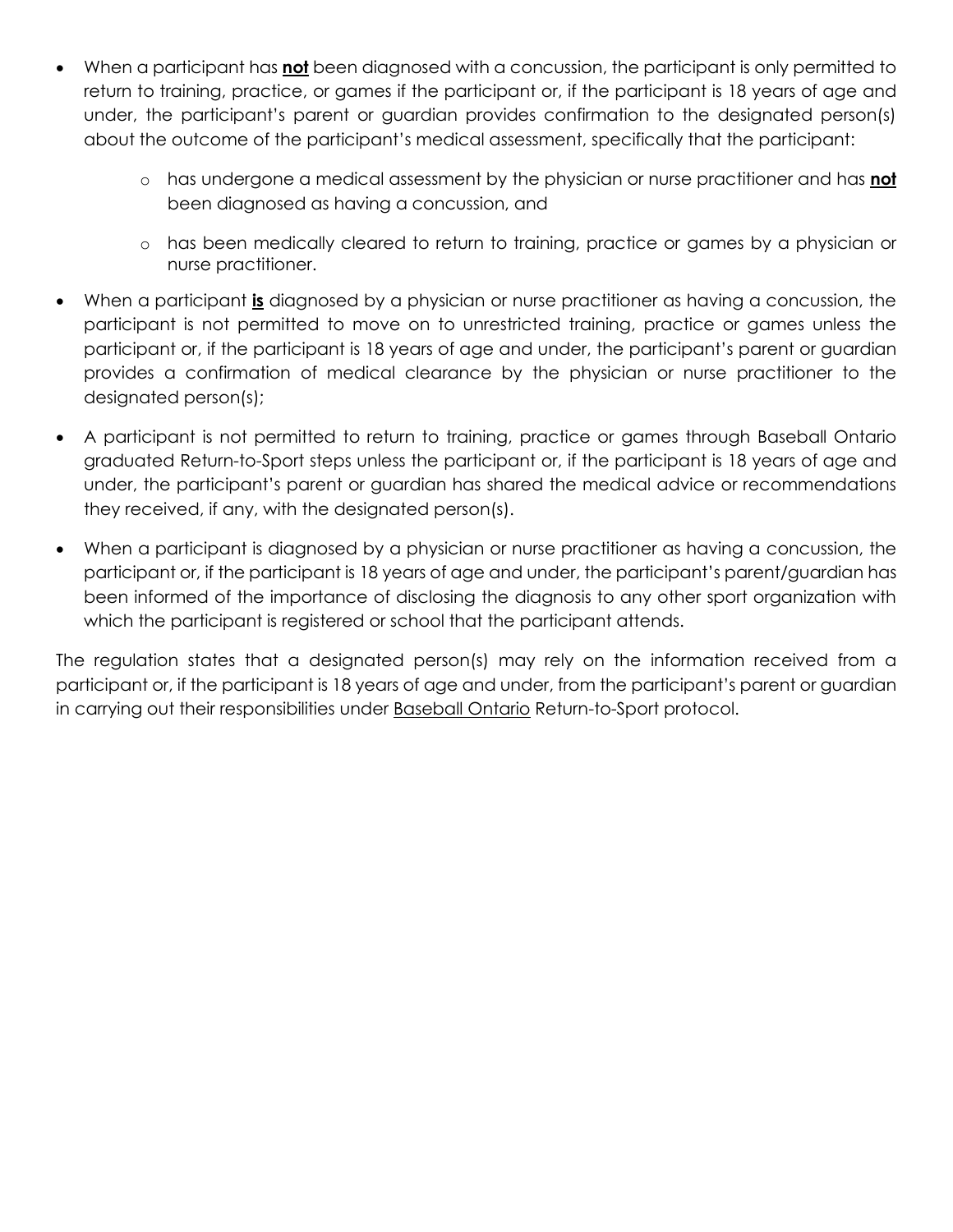- When a participant has **not** been diagnosed with a concussion, the participant is only permitted to return to training, practice, or games if the participant or, if the participant is 18 years of age and under, the participant's parent or guardian provides confirmation to the designated person(s) about the outcome of the participant's medical assessment, specifically that the participant:
  - has undergone a medical assessment by the physician or nurse practitioner and has **not** been diagnosed as having a concussion, and
  - has been medically cleared to return to training, practice or games by a physician or nurse practitioner.
- When a participant **is** diagnosed by a physician or nurse practitioner as having a concussion, the participant is not permitted to move on to unrestricted training, practice or games unless the participant or, if the participant is 18 years of age and under, the participant's parent or guardian provides a confirmation of medical clearance by the physician or nurse practitioner to the designated person(s);
- A participant is not permitted to return to training, practice or games through Baseball Ontario graduated Return-to-Sport steps unless the participant or, if the participant is 18 years of age and under, the participant's parent or guardian has shared the medical advice or recommendations they received, if any, with the designated person(s).
- When a participant is diagnosed by a physician or nurse practitioner as having a concussion, the participant or, if the participant is 18 years of age and under, the participant's parent/guardian has been informed of the importance of disclosing the diagnosis to any other sport organization with which the participant is registered or school that the participant attends.

The regulation states that a designated person(s) may rely on the information received from a participant or, if the participant is 18 years of age and under, from the participant's parent or guardian in carrying out their responsibilities under Baseball Ontario Return-to-Sport protocol.